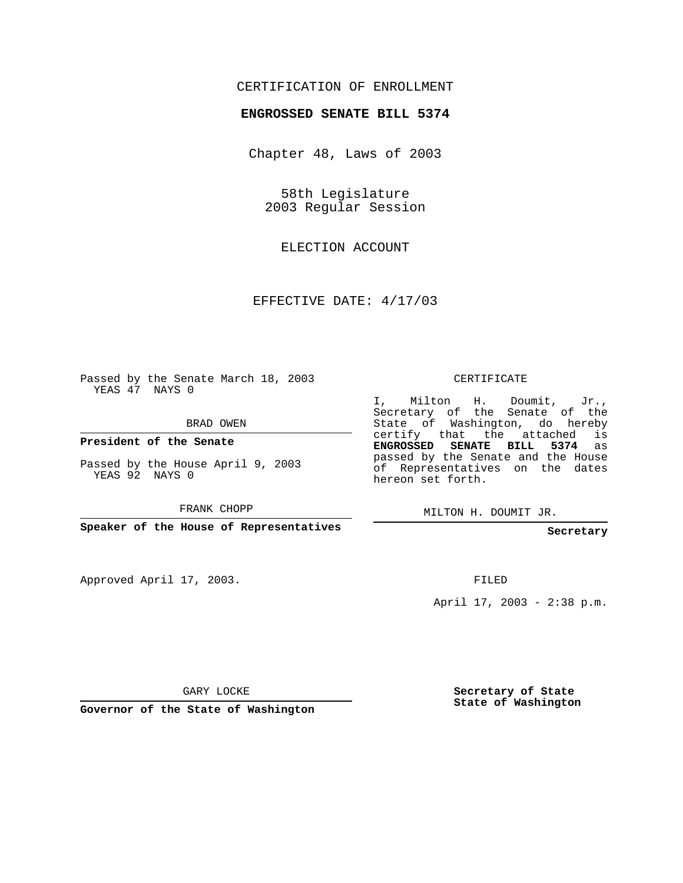CERTIFICATION OF ENROLLMENT

**ENGROSSED SENATE BILL 5374**

Chapter 48, Laws of 2003

58th Legislature
2003 Regular Session

ELECTION ACCOUNT

EFFECTIVE DATE: 4/17/03

Passed by the Senate March 18, 2003
YEAS 47 NAYS 0

BRAD OWEN

**President of the Senate**

Passed by the House April 9, 2003
YEAS 92 NAYS 0

FRANK CHOPP

**Speaker of the House of Representatives**

CERTIFICATE

I, Milton H. Doumit, Jr., Secretary of the Senate of the State of Washington, do hereby certify that the attached is **ENGROSSED SENATE BILL 5374** as passed by the Senate and the House of Representatives on the dates hereon set forth.

MILTON H. DOUMIT JR.

**Secretary**

Approved April 17, 2003.

FILED

April 17, 2003 - 2:38 p.m.

GARY LOCKE

**Governor of the State of Washington**

**Secretary of State**
**State of Washington**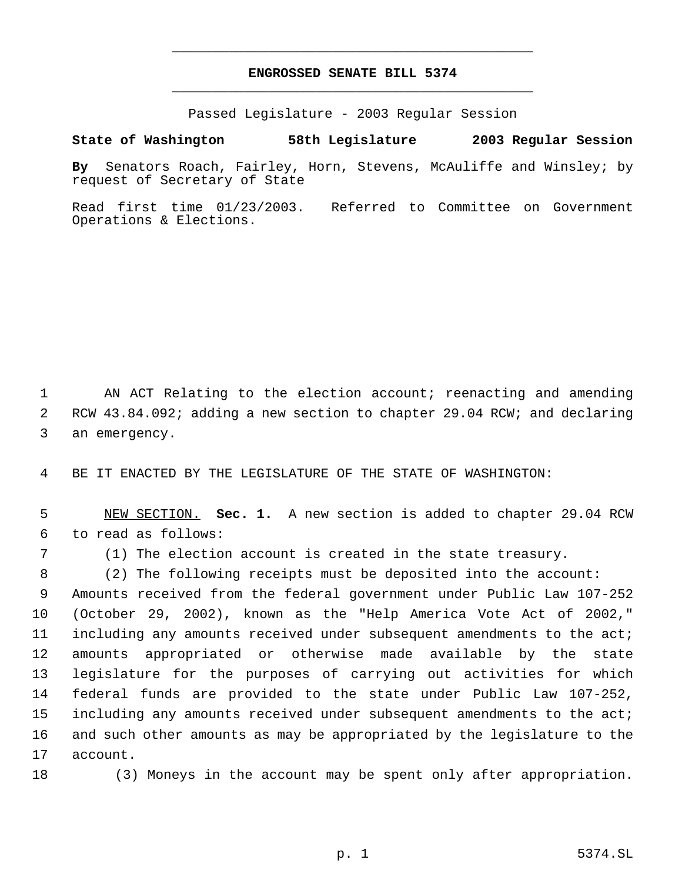# ENGROSSED SENATE BILL 5374

Passed Legislature - 2003 Regular Session

**State of Washington 58th Legislature 2003 Regular Session**

**By** Senators Roach, Fairley, Horn, Stevens, McAuliffe and Winsley; by request of Secretary of State

Read first time 01/23/2003. Referred to Committee on Government Operations & Elections.

AN ACT Relating to the election account; reenacting and amending RCW 43.84.092; adding a new section to chapter 29.04 RCW; and declaring an emergency.

BE IT ENACTED BY THE LEGISLATURE OF THE STATE OF WASHINGTON:

NEW SECTION. **Sec. 1.** A new section is added to chapter 29.04 RCW to read as follows:

(1) The election account is created in the state treasury.

(2) The following receipts must be deposited into the account: Amounts received from the federal government under Public Law 107-252 (October 29, 2002), known as the "Help America Vote Act of 2002," including any amounts received under subsequent amendments to the act; amounts appropriated or otherwise made available by the state legislature for the purposes of carrying out activities for which federal funds are provided to the state under Public Law 107-252, including any amounts received under subsequent amendments to the act; and such other amounts as may be appropriated by the legislature to the account.

(3) Moneys in the account may be spent only after appropriation.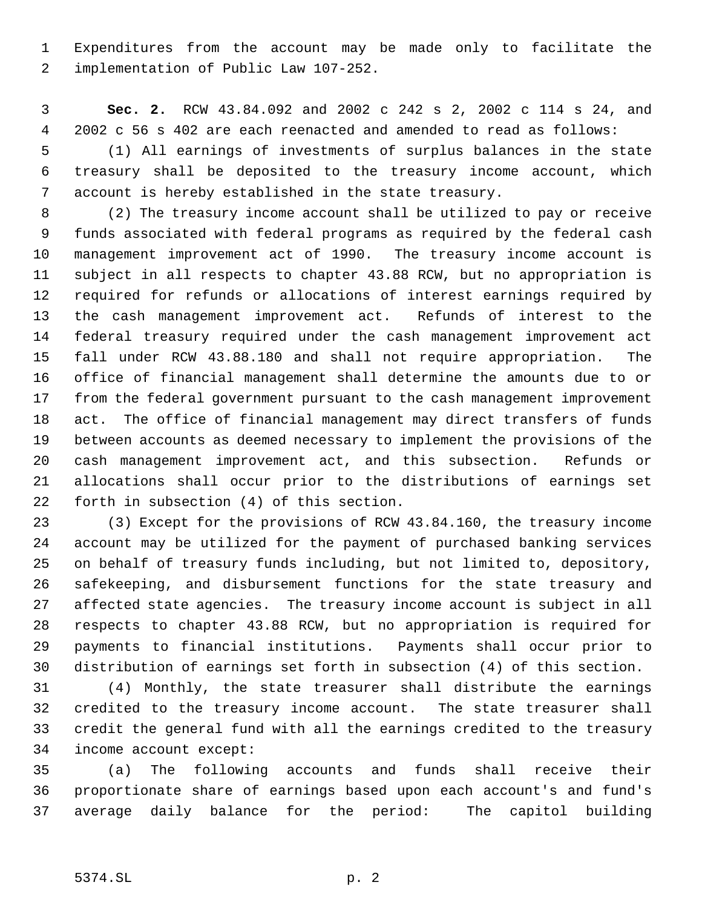Expenditures from the account may be made only to facilitate the implementation of Public Law 107-252.

**Sec. 2.** RCW 43.84.092 and 2002 c 242 s 2, 2002 c 114 s 24, and 2002 c 56 s 402 are each reenacted and amended to read as follows:

(1) All earnings of investments of surplus balances in the state treasury shall be deposited to the treasury income account, which account is hereby established in the state treasury.

(2) The treasury income account shall be utilized to pay or receive funds associated with federal programs as required by the federal cash management improvement act of 1990. The treasury income account is subject in all respects to chapter 43.88 RCW, but no appropriation is required for refunds or allocations of interest earnings required by the cash management improvement act. Refunds of interest to the federal treasury required under the cash management improvement act fall under RCW 43.88.180 and shall not require appropriation. The office of financial management shall determine the amounts due to or from the federal government pursuant to the cash management improvement act. The office of financial management may direct transfers of funds between accounts as deemed necessary to implement the provisions of the cash management improvement act, and this subsection. Refunds or allocations shall occur prior to the distributions of earnings set forth in subsection (4) of this section.

(3) Except for the provisions of RCW 43.84.160, the treasury income account may be utilized for the payment of purchased banking services on behalf of treasury funds including, but not limited to, depository, safekeeping, and disbursement functions for the state treasury and affected state agencies. The treasury income account is subject in all respects to chapter 43.88 RCW, but no appropriation is required for payments to financial institutions. Payments shall occur prior to distribution of earnings set forth in subsection (4) of this section.

(4) Monthly, the state treasurer shall distribute the earnings credited to the treasury income account. The state treasurer shall credit the general fund with all the earnings credited to the treasury income account except:

(a) The following accounts and funds shall receive their proportionate share of earnings based upon each account's and fund's average daily balance for the period: The capitol building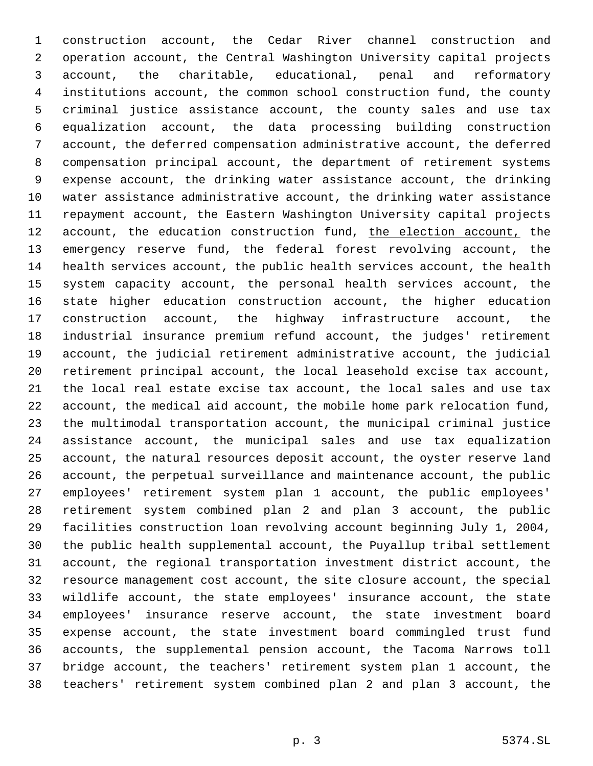construction account, the Cedar River channel construction and operation account, the Central Washington University capital projects account, the charitable, educational, penal and reformatory institutions account, the common school construction fund, the county criminal justice assistance account, the county sales and use tax equalization account, the data processing building construction account, the deferred compensation administrative account, the deferred compensation principal account, the department of retirement systems expense account, the drinking water assistance account, the drinking water assistance administrative account, the drinking water assistance repayment account, the Eastern Washington University capital projects account, the education construction fund, <u>the election account,</u> the emergency reserve fund, the federal forest revolving account, the health services account, the public health services account, the health system capacity account, the personal health services account, the state higher education construction account, the higher education construction account, the highway infrastructure account, the industrial insurance premium refund account, the judges' retirement account, the judicial retirement administrative account, the judicial retirement principal account, the local leasehold excise tax account, the local real estate excise tax account, the local sales and use tax account, the medical aid account, the mobile home park relocation fund, the multimodal transportation account, the municipal criminal justice assistance account, the municipal sales and use tax equalization account, the natural resources deposit account, the oyster reserve land account, the perpetual surveillance and maintenance account, the public employees' retirement system plan 1 account, the public employees' retirement system combined plan 2 and plan 3 account, the public facilities construction loan revolving account beginning July 1, 2004, the public health supplemental account, the Puyallup tribal settlement account, the regional transportation investment district account, the resource management cost account, the site closure account, the special wildlife account, the state employees' insurance account, the state employees' insurance reserve account, the state investment board expense account, the state investment board commingled trust fund accounts, the supplemental pension account, the Tacoma Narrows toll bridge account, the teachers' retirement system plan 1 account, the teachers' retirement system combined plan 2 and plan 3 account, the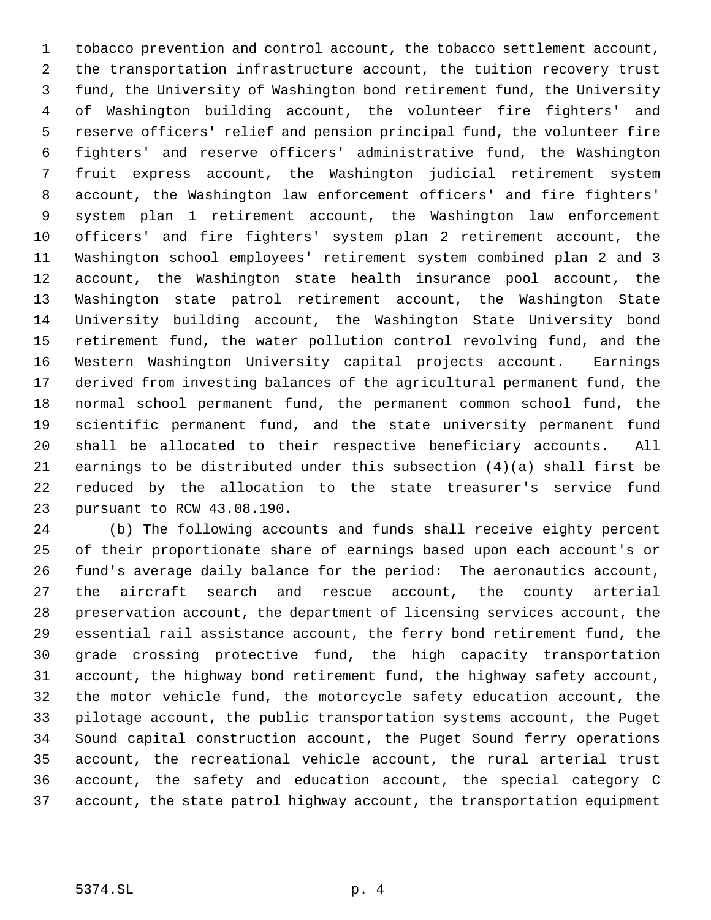tobacco prevention and control account, the tobacco settlement account, the transportation infrastructure account, the tuition recovery trust fund, the University of Washington bond retirement fund, the University of Washington building account, the volunteer fire fighters' and reserve officers' relief and pension principal fund, the volunteer fire fighters' and reserve officers' administrative fund, the Washington fruit express account, the Washington judicial retirement system account, the Washington law enforcement officers' and fire fighters' system plan 1 retirement account, the Washington law enforcement officers' and fire fighters' system plan 2 retirement account, the Washington school employees' retirement system combined plan 2 and 3 account, the Washington state health insurance pool account, the Washington state patrol retirement account, the Washington State University building account, the Washington State University bond retirement fund, the water pollution control revolving fund, and the Western Washington University capital projects account. Earnings derived from investing balances of the agricultural permanent fund, the normal school permanent fund, the permanent common school fund, the scientific permanent fund, and the state university permanent fund shall be allocated to their respective beneficiary accounts. All earnings to be distributed under this subsection (4)(a) shall first be reduced by the allocation to the state treasurer's service fund pursuant to RCW 43.08.190.

(b) The following accounts and funds shall receive eighty percent of their proportionate share of earnings based upon each account's or fund's average daily balance for the period: The aeronautics account, the aircraft search and rescue account, the county arterial preservation account, the department of licensing services account, the essential rail assistance account, the ferry bond retirement fund, the grade crossing protective fund, the high capacity transportation account, the highway bond retirement fund, the highway safety account, the motor vehicle fund, the motorcycle safety education account, the pilotage account, the public transportation systems account, the Puget Sound capital construction account, the Puget Sound ferry operations account, the recreational vehicle account, the rural arterial trust account, the safety and education account, the special category C account, the state patrol highway account, the transportation equipment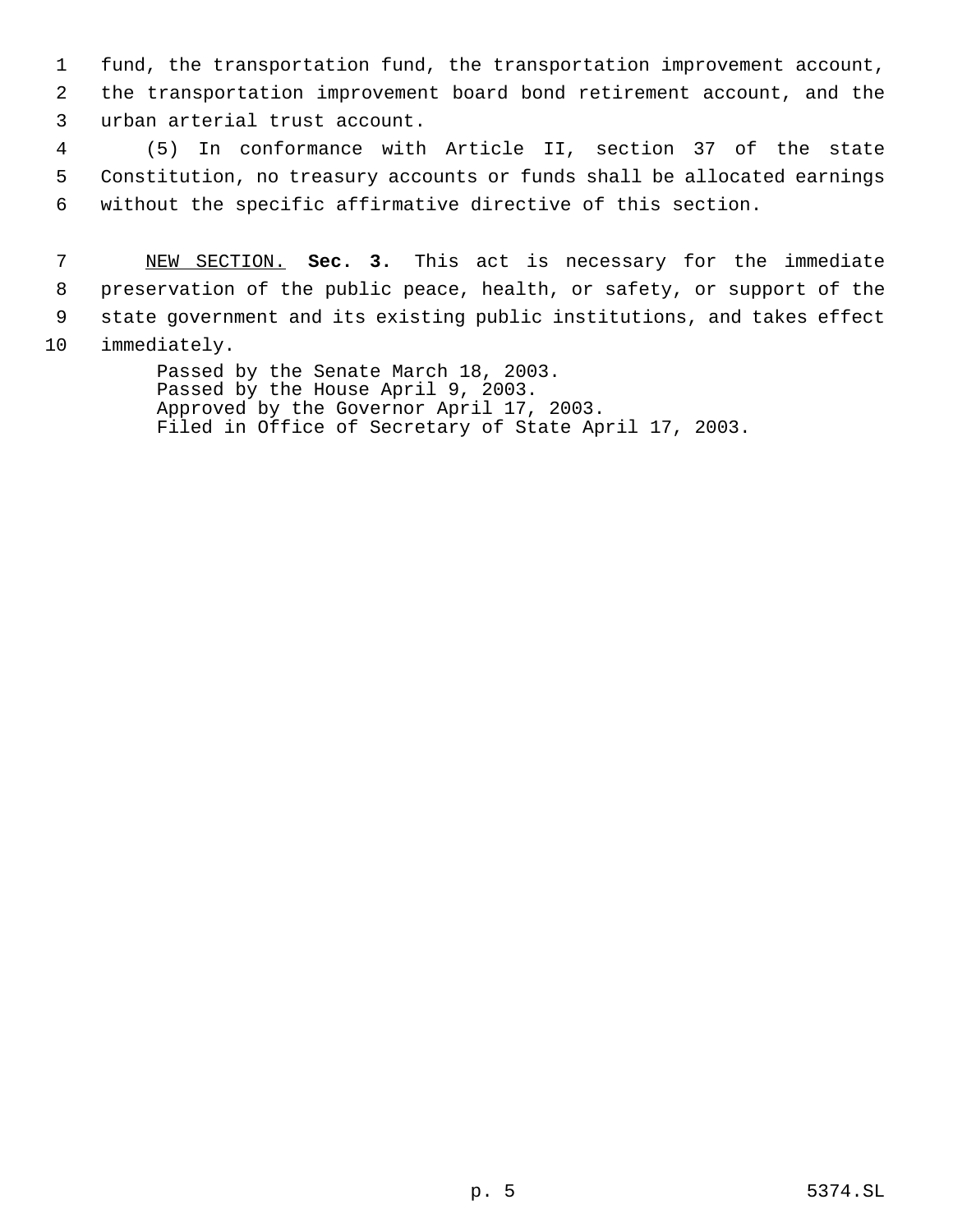fund, the transportation fund, the transportation improvement account, the transportation improvement board bond retirement account, and the urban arterial trust account.

(5) In conformance with Article II, section 37 of the state Constitution, no treasury accounts or funds shall be allocated earnings without the specific affirmative directive of this section.

NEW SECTION. **Sec. 3.** This act is necessary for the immediate preservation of the public peace, health, or safety, or support of the state government and its existing public institutions, and takes effect immediately.

Passed by the Senate March 18, 2003.
Passed by the House April 9, 2003.
Approved by the Governor April 17, 2003.
Filed in Office of Secretary of State April 17, 2003.